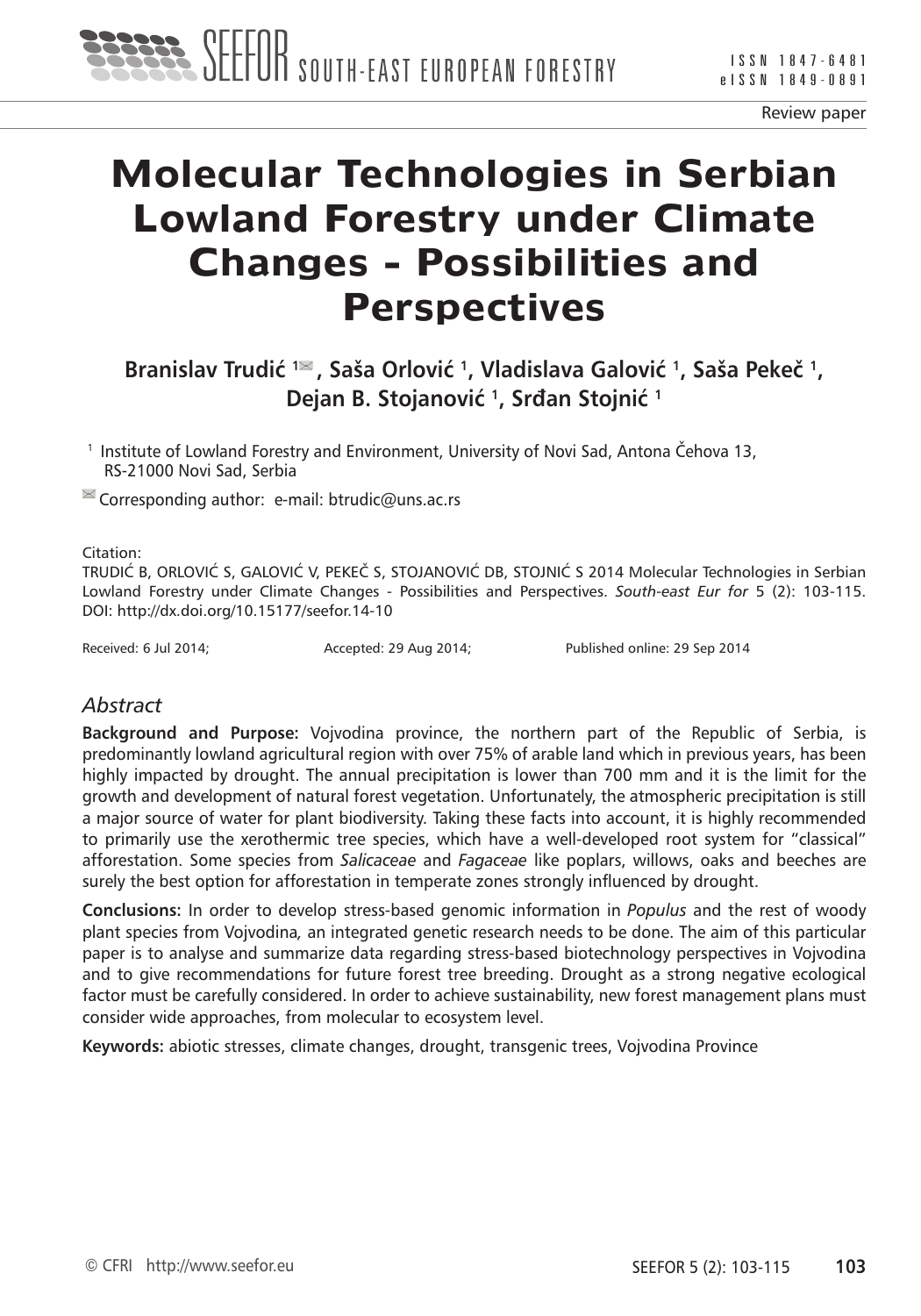Review paper

# Molecular Technologies in Serbian Lowland Forestry under Climate Changes - Possibilities and Perspectives

**Branislav Trudić [1], Saša Orlović [1], Vladislava Galović [1], Saša Pekeč [1], Dejan B. Stojanović [1], Srđan Stojnić [1]**

[1] Institute of Lowland Forestry and Environment, University of Novi Sad, Antona Čehova 13, RS-21000 Novi Sad, Serbia

Corresponding author: e-mail: btrudic@uns.ac.rs

Citation:
TRUDIĆ B, ORLOVIĆ S, GALOVIĆ V, PEKEČ S, STOJANOVIĆ DB, STOJNIĆ S 2014 Molecular Technologies in Serbian Lowland Forestry under Climate Changes - Possibilities and Perspectives. *South-east Eur for* 5 (2): 103-115. DOI: http://dx.doi.org/10.15177/seefor.14-10

Received: 6 Jul 2014; Accepted: 29 Aug 2014; Published online: 29 Sep 2014

## *Abstract*

**Background and Purpose:** Vojvodina province, the northern part of the Republic of Serbia, is predominantly lowland agricultural region with over 75% of arable land which in previous years, has been highly impacted by drought. The annual precipitation is lower than 700 mm and it is the limit for the growth and development of natural forest vegetation. Unfortunately, the atmospheric precipitation is still a major source of water for plant biodiversity. Taking these facts into account, it is highly recommended to primarily use the xerothermic tree species, which have a well-developed root system for "classical" afforestation. Some species from *Salicaceae* and *Fagaceae* like poplars, willows, oaks and beeches are surely the best option for afforestation in temperate zones strongly influenced by drought.

**Conclusions:** In order to develop stress-based genomic information in *Populus* and the rest of woody plant species from Vojvodina*,* an integrated genetic research needs to be done. The aim of this particular paper is to analyse and summarize data regarding stress-based biotechnology perspectives in Vojvodina and to give recommendations for future forest tree breeding. Drought as a strong negative ecological factor must be carefully considered. In order to achieve sustainability, new forest management plans must consider wide approaches, from molecular to ecosystem level.

**Keywords:** abiotic stresses, climate changes, drought, transgenic trees, Vojvodina Province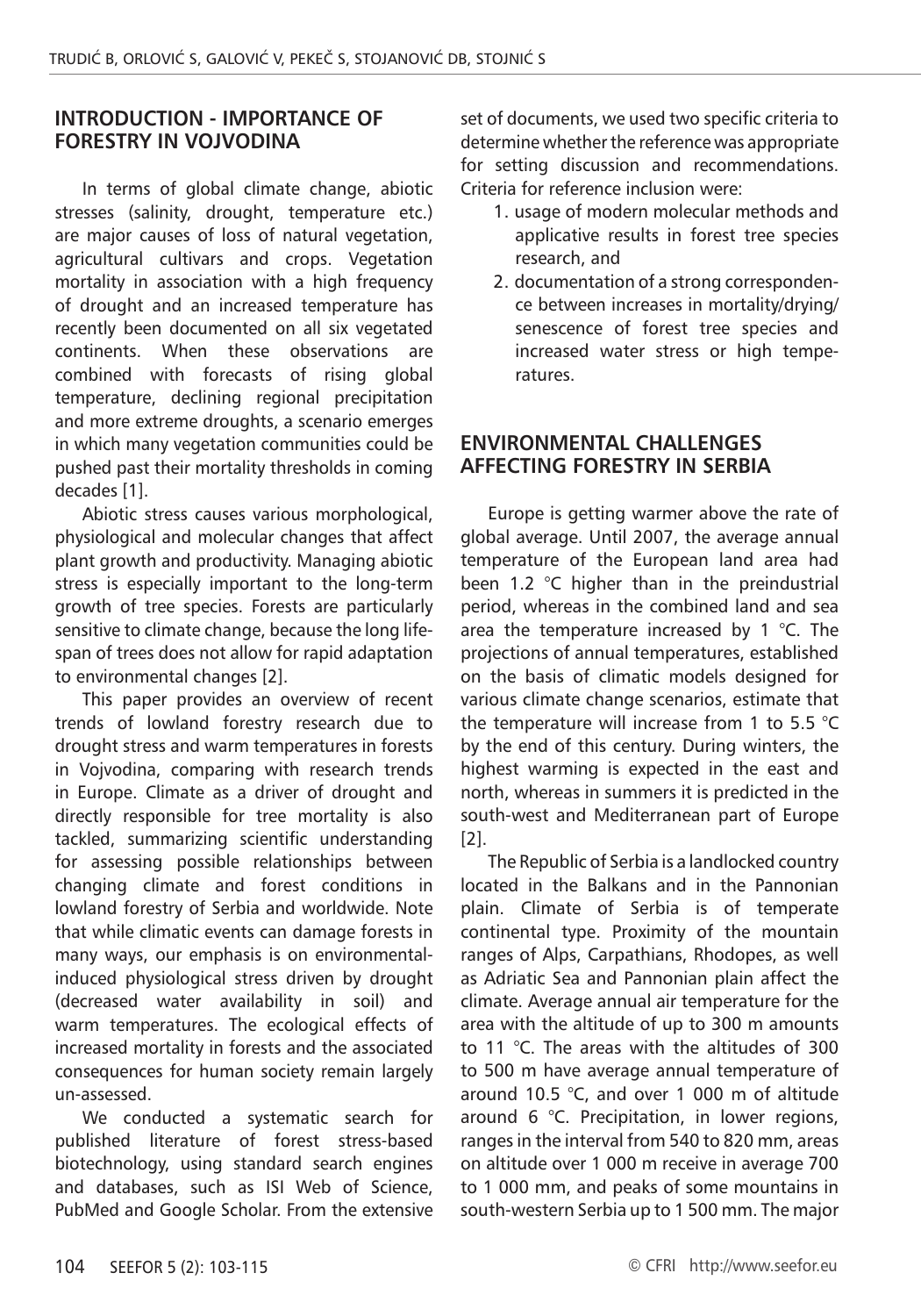## INTRODUCTION - IMPORTANCE OF FORESTRY IN VOJVODINA

In terms of global climate change, abiotic stresses (salinity, drought, temperature etc.) are major causes of loss of natural vegetation, agricultural cultivars and crops. Vegetation mortality in association with a high frequency of drought and an increased temperature has recently been documented on all six vegetated continents. When these observations are combined with forecasts of rising global temperature, declining regional precipitation and more extreme droughts, a scenario emerges in which many vegetation communities could be pushed past their mortality thresholds in coming decades [1].

Abiotic stress causes various morphological, physiological and molecular changes that affect plant growth and productivity. Managing abiotic stress is especially important to the long-term growth of tree species. Forests are particularly sensitive to climate change, because the long life-span of trees does not allow for rapid adaptation to environmental changes [2].

This paper provides an overview of recent trends of lowland forestry research due to drought stress and warm temperatures in forests in Vojvodina, comparing with research trends in Europe. Climate as a driver of drought and directly responsible for tree mortality is also tackled, summarizing scientific understanding for assessing possible relationships between changing climate and forest conditions in lowland forestry of Serbia and worldwide. Note that while climatic events can damage forests in many ways, our emphasis is on environmental-induced physiological stress driven by drought (decreased water availability in soil) and warm temperatures. The ecological effects of increased mortality in forests and the associated consequences for human society remain largely un-assessed.

We conducted a systematic search for published literature of forest stress-based biotechnology, using standard search engines and databases, such as ISI Web of Science, PubMed and Google Scholar. From the extensive set of documents, we used two specific criteria to determine whether the reference was appropriate for setting discussion and recommendations. Criteria for reference inclusion were:

1. usage of modern molecular methods and applicative results in forest tree species research, and
2. documentation of a strong correspondence between increases in mortality/drying/senescence of forest tree species and increased water stress or high temperatures.

## ENVIRONMENTAL CHALLENGES AFFECTING FORESTRY IN SERBIA

Europe is getting warmer above the rate of global average. Until 2007, the average annual temperature of the European land area had been 1.2 °C higher than in the preindustrial period, whereas in the combined land and sea area the temperature increased by 1 °C. The projections of annual temperatures, established on the basis of climatic models designed for various climate change scenarios, estimate that the temperature will increase from 1 to 5.5 °C by the end of this century. During winters, the highest warming is expected in the east and north, whereas in summers it is predicted in the south-west and Mediterranean part of Europe [2].

The Republic of Serbia is a landlocked country located in the Balkans and in the Pannonian plain. Climate of Serbia is of temperate continental type. Proximity of the mountain ranges of Alps, Carpathians, Rhodopes, as well as Adriatic Sea and Pannonian plain affect the climate. Average annual air temperature for the area with the altitude of up to 300 m amounts to 11 °C. The areas with the altitudes of 300 to 500 m have average annual temperature of around 10.5 °C, and over 1 000 m of altitude around 6 °C. Precipitation, in lower regions, ranges in the interval from 540 to 820 mm, areas on altitude over 1 000 m receive in average 700 to 1 000 mm, and peaks of some mountains in south-western Serbia up to 1 500 mm. The major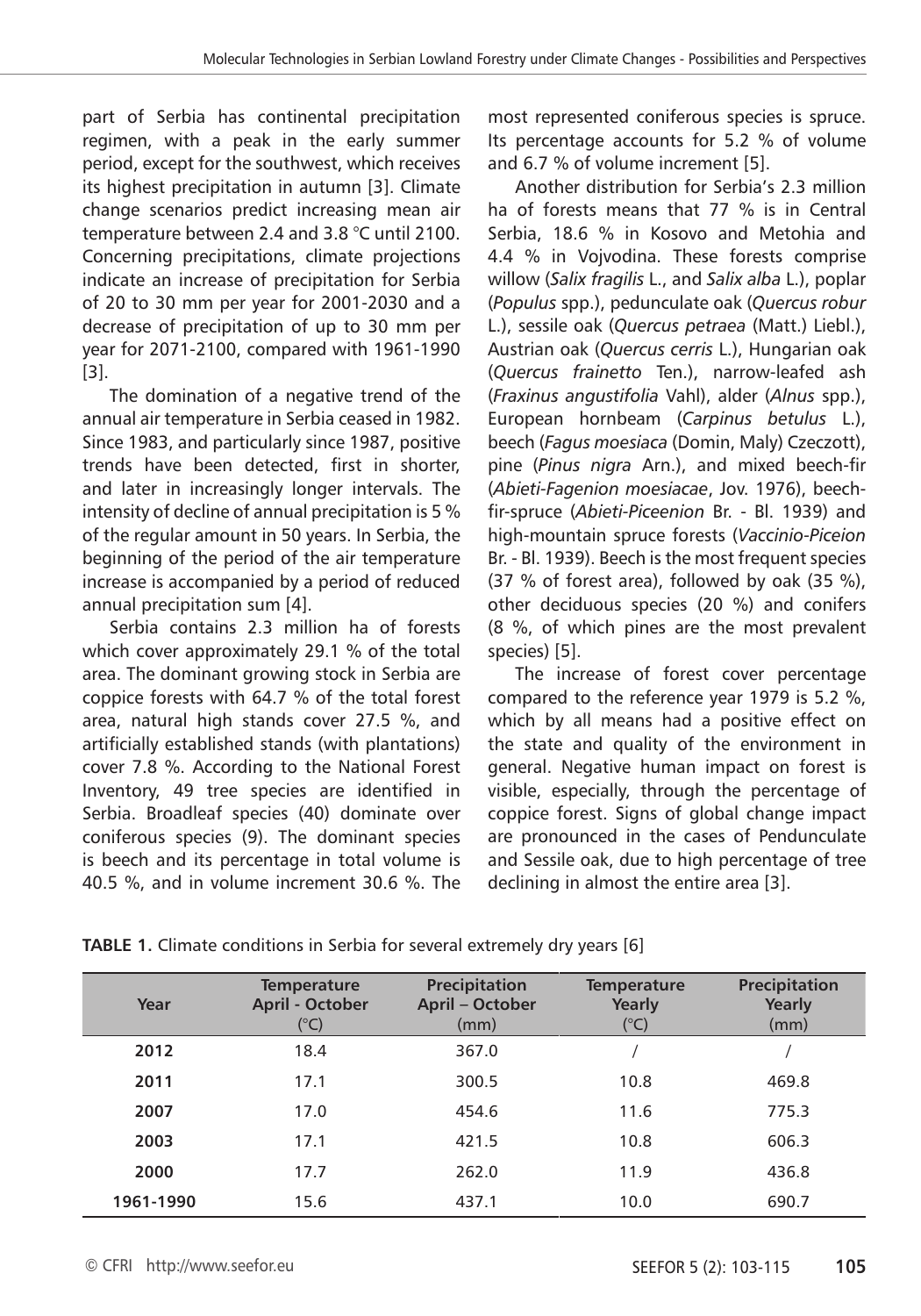part of Serbia has continental precipitation regimen, with a peak in the early summer period, except for the southwest, which receives its highest precipitation in autumn [3]. Climate change scenarios predict increasing mean air temperature between 2.4 and 3.8 °C until 2100. Concerning precipitations, climate projections indicate an increase of precipitation for Serbia of 20 to 30 mm per year for 2001-2030 and a decrease of precipitation of up to 30 mm per year for 2071-2100, compared with 1961-1990 [3].

The domination of a negative trend of the annual air temperature in Serbia ceased in 1982. Since 1983, and particularly since 1987, positive trends have been detected, first in shorter, and later in increasingly longer intervals. The intensity of decline of annual precipitation is 5 % of the regular amount in 50 years. In Serbia, the beginning of the period of the air temperature increase is accompanied by a period of reduced annual precipitation sum [4].

Serbia contains 2.3 million ha of forests which cover approximately 29.1 % of the total area. The dominant growing stock in Serbia are coppice forests with 64.7 % of the total forest area, natural high stands cover 27.5 %, and artificially established stands (with plantations) cover 7.8 %. According to the National Forest Inventory, 49 tree species are identified in Serbia. Broadleaf species (40) dominate over coniferous species (9). The dominant species is beech and its percentage in total volume is 40.5 %, and in volume increment 30.6 %. The most represented coniferous species is spruce. Its percentage accounts for 5.2 % of volume and 6.7 % of volume increment [5].

Another distribution for Serbia's 2.3 million ha of forests means that 77 % is in Central Serbia, 18.6 % in Kosovo and Metohia and 4.4 % in Vojvodina. These forests comprise willow (*Salix fragilis* L., and *Salix alba* L.), poplar (*Populus* spp.), pedunculate oak (*Quercus robur* L.), sessile oak (*Quercus petraea* (Matt.) Liebl.), Austrian oak (*Quercus cerris* L.), Hungarian oak (*Quercus frainetto* Ten.), narrow-leafed ash (*Fraxinus angustifolia* Vahl), alder (*Alnus* spp.), European hornbeam (*Carpinus betulus* L.), beech (*Fagus moesiaca* (Domin, Maly) Czeczott), pine (*Pinus nigra* Arn.), and mixed beech-fir (*Abieti-Fagenion moesiacae*, Jov. 1976), beech-fir-spruce (*Abieti-Piceenion* Br. - Bl. 1939) and high-mountain spruce forests (*Vaccinio-Piceion* Br. - Bl. 1939). Beech is the most frequent species (37 % of forest area), followed by oak (35 %), other deciduous species (20 %) and conifers (8 %, of which pines are the most prevalent species) [5].

The increase of forest cover percentage compared to the reference year 1979 is 5.2 %, which by all means had a positive effect on the state and quality of the environment in general. Negative human impact on forest is visible, especially, through the percentage of coppice forest. Signs of global change impact are pronounced in the cases of Penduncul­ate and Sessile oak, due to high percentage of tree declining in almost the entire area [3].

**TABLE 1.** Climate conditions in Serbia for several extremely dry years [6]

| Year | Temperature April - October (°C) | Precipitation April – October (mm) | Temperature Yearly (°C) | Precipitation Yearly (mm) |
|---|---|---|---|---|
| **2012** | 18.4 | 367.0 | / | / |
| **2011** | 17.1 | 300.5 | 10.8 | 469.8 |
| **2007** | 17.0 | 454.6 | 11.6 | 775.3 |
| **2003** | 17.1 | 421.5 | 10.8 | 606.3 |
| **2000** | 17.7 | 262.0 | 11.9 | 436.8 |
| **1961-1990** | 15.6 | 437.1 | 10.0 | 690.7 |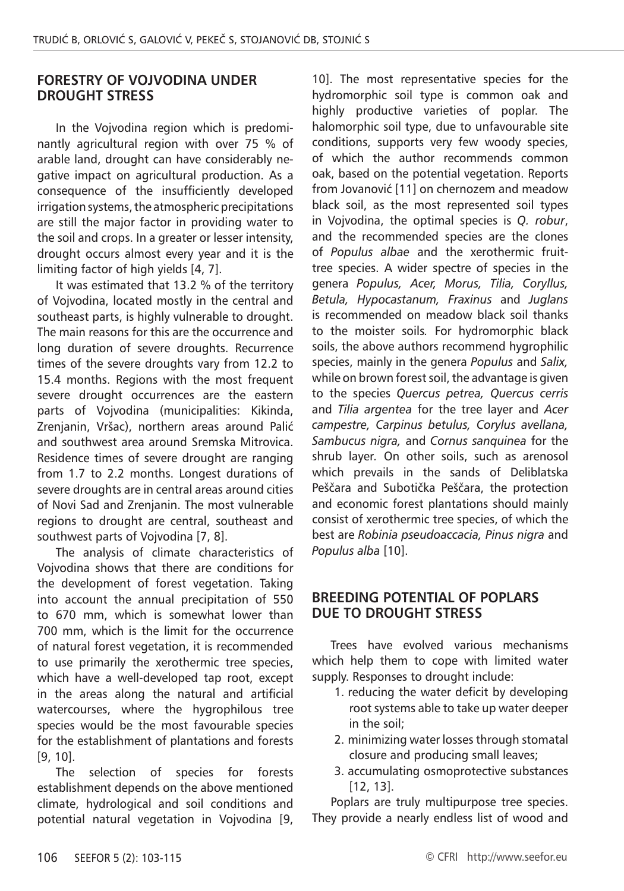## FORESTRY OF VOJVODINA UNDER DROUGHT STRESS

In the Vojvodina region which is predominantly agricultural region with over 75 % of arable land, drought can have considerably negative impact on agricultural production. As a consequence of the insufficiently developed irrigation systems, the atmospheric precipitations are still the major factor in providing water to the soil and crops. In a greater or lesser intensity, drought occurs almost every year and it is the limiting factor of high yields [4, 7].

It was estimated that 13.2 % of the territory of Vojvodina, located mostly in the central and southeast parts, is highly vulnerable to drought. The main reasons for this are the occurrence and long duration of severe droughts. Recurrence times of the severe droughts vary from 12.2 to 15.4 months. Regions with the most frequent severe drought occurrences are the eastern parts of Vojvodina (municipalities: Kikinda, Zrenjanin, Vršac), northern areas around Palić and southwest area around Sremska Mitrovica. Residence times of severe drought are ranging from 1.7 to 2.2 months. Longest durations of severe droughts are in central areas around cities of Novi Sad and Zrenjanin. The most vulnerable regions to drought are central, southeast and southwest parts of Vojvodina [7, 8].

The analysis of climate characteristics of Vojvodina shows that there are conditions for the development of forest vegetation. Taking into account the annual precipitation of 550 to 670 mm, which is somewhat lower than 700 mm, which is the limit for the occurrence of natural forest vegetation, it is recommended to use primarily the xerothermic tree species, which have a well-developed tap root, except in the areas along the natural and artificial watercourses, where the hygrophilous tree species would be the most favourable species for the establishment of plantations and forests [9, 10].

The selection of species for forests establishment depends on the above mentioned climate, hydrological and soil conditions and potential natural vegetation in Vojvodina [9, 10]. The most representative species for the hydromorphic soil type is common oak and highly productive varieties of poplar. The halomorphic soil type, due to unfavourable site conditions, supports very few woody species, of which the author recommends common oak, based on the potential vegetation. Reports from Jovanović [11] on chernozem and meadow black soil, as the most represented soil types in Vojvodina, the optimal species is *Q. robur*, and the recommended species are the clones of *Populus albae* and the xerothermic fruit-tree species. A wider spectre of species in the genera *Populus, Acer, Morus, Tilia, Coryllus, Betula, Hypocastanum, Fraxinus* and *Juglans* is recommended on meadow black soil thanks to the moister soils. For hydromorphic black soils, the above authors recommend hygrophilic species, mainly in the genera *Populus* and *Salix*, while on brown forest soil, the advantage is given to the species *Quercus petrea, Quercus cerris* and *Tilia argentea* for the tree layer and *Acer campestre, Carpinus betulus, Corylus avellana, Sambucus nigra,* and *Cornus sanquinea* for the shrub layer. On other soils, such as arenosol which prevails in the sands of Deliblatska Peščara and Subotička Peščara, the protection and economic forest plantations should mainly consist of xerothermic tree species, of which the best are *Robinia pseudoaccacia, Pinus nigra* and *Populus alba* [10].

## BREEDING POTENTIAL OF POPLARS DUE TO DROUGHT STRESS

Trees have evolved various mechanisms which help them to cope with limited water supply. Responses to drought include:

1. reducing the water deficit by developing root systems able to take up water deeper in the soil;
2. minimizing water losses through stomatal closure and producing small leaves;
3. accumulating osmoprotective substances [12, 13].

Poplars are truly multipurpose tree species. They provide a nearly endless list of wood and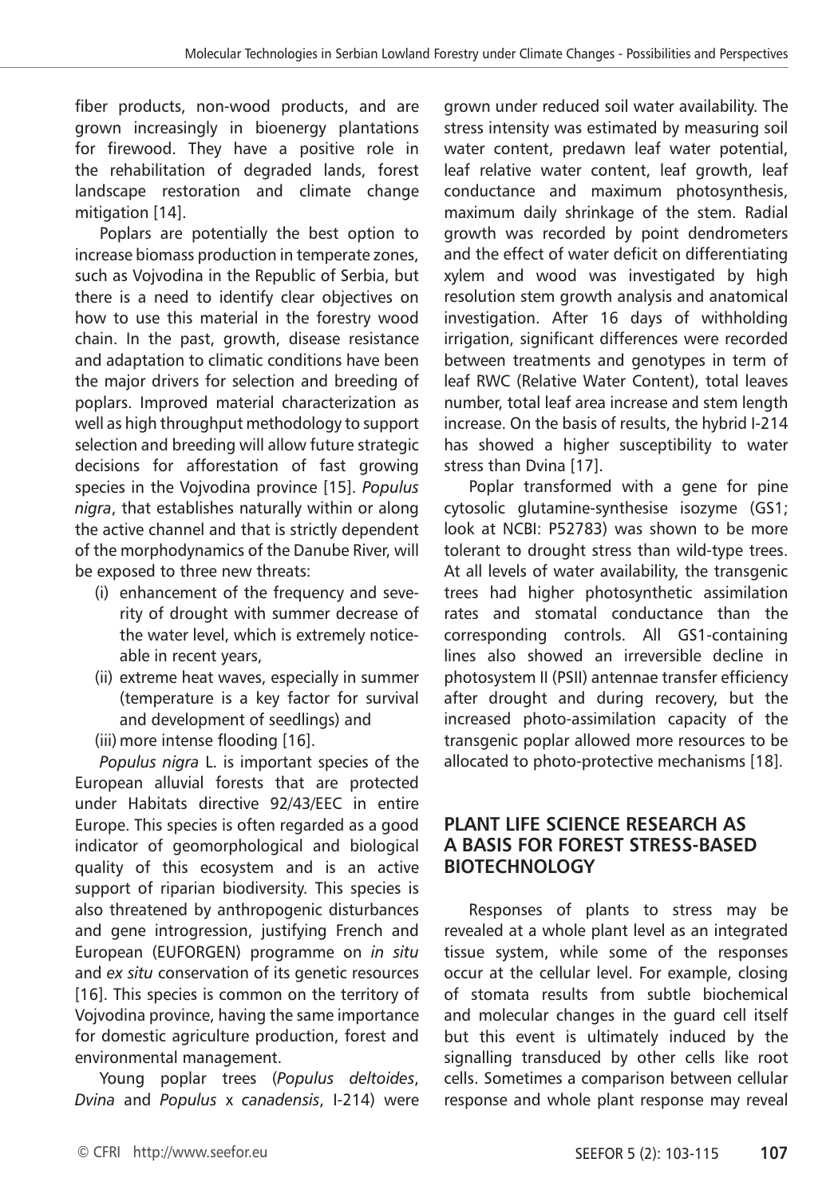fiber products, non-wood products, and are grown increasingly in bioenergy plantations for firewood. They have a positive role in the rehabilitation of degraded lands, forest landscape restoration and climate change mitigation [14].

Poplars are potentially the best option to increase biomass production in temperate zones, such as Vojvodina in the Republic of Serbia, but there is a need to identify clear objectives on how to use this material in the forestry wood chain. In the past, growth, disease resistance and adaptation to climatic conditions have been the major drivers for selection and breeding of poplars. Improved material characterization as well as high throughput methodology to support selection and breeding will allow future strategic decisions for afforestation of fast growing species in the Vojvodina province [15]. *Populus nigra*, that establishes naturally within or along the active channel and that is strictly dependent of the morphodynamics of the Danube River, will be exposed to three new threats:

- (i) enhancement of the frequency and severity of drought with summer decrease of the water level, which is extremely noticeable in recent years,
- (ii) extreme heat waves, especially in summer (temperature is a key factor for survival and development of seedlings) and
- (iii) more intense flooding [16].

*Populus nigra* L. is important species of the European alluvial forests that are protected under Habitats directive 92/43/EEC in entire Europe. This species is often regarded as a good indicator of geomorphological and biological quality of this ecosystem and is an active support of riparian biodiversity. This species is also threatened by anthropogenic disturbances and gene introgression, justifying French and European (EUFORGEN) programme on *in situ* and *ex situ* conservation of its genetic resources [16]. This species is common on the territory of Vojvodina province, having the same importance for domestic agriculture production, forest and environmental management.

Young poplar trees (*Populus deltoides*, *Dvina* and *Populus* x *canadensis*, I-214) were grown under reduced soil water availability. The stress intensity was estimated by measuring soil water content, predawn leaf water potential, leaf relative water content, leaf growth, leaf conductance and maximum photosynthesis, maximum daily shrinkage of the stem. Radial growth was recorded by point dendrometers and the effect of water deficit on differentiating xylem and wood was investigated by high resolution stem growth analysis and anatomical investigation. After 16 days of withholding irrigation, significant differences were recorded between treatments and genotypes in term of leaf RWC (Relative Water Content), total leaves number, total leaf area increase and stem length increase. On the basis of results, the hybrid I-214 has showed a higher susceptibility to water stress than Dvina [17].

Poplar transformed with a gene for pine cytosolic glutamine-synthesise isozyme (GS1; look at NCBI: P52783) was shown to be more tolerant to drought stress than wild-type trees. At all levels of water availability, the transgenic trees had higher photosynthetic assimilation rates and stomatal conductance than the corresponding controls. All GS1-containing lines also showed an irreversible decline in photosystem II (PSII) antennae transfer efficiency after drought and during recovery, but the increased photo-assimilation capacity of the transgenic poplar allowed more resources to be allocated to photo-protective mechanisms [18].

## PLANT LIFE SCIENCE RESEARCH AS A BASIS FOR FOREST STRESS-BASED BIOTECHNOLOGY

Responses of plants to stress may be revealed at a whole plant level as an integrated tissue system, while some of the responses occur at the cellular level. For example, closing of stomata results from subtle biochemical and molecular changes in the guard cell itself but this event is ultimately induced by the signalling transduced by other cells like root cells. Sometimes a comparison between cellular response and whole plant response may reveal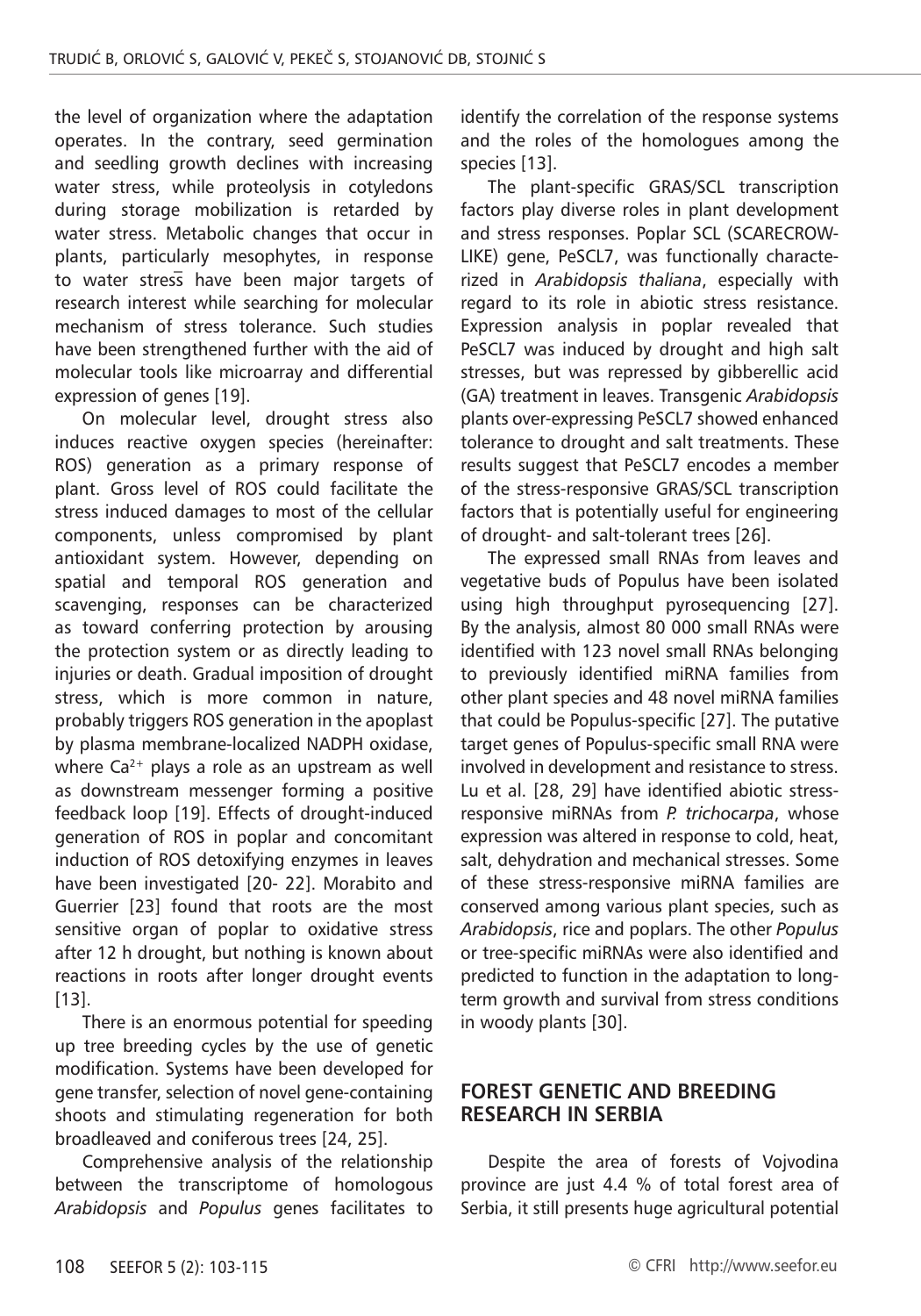the level of organization where the adaptation operates. In the contrary, seed germination and seedling growth declines with increasing water stress, while proteolysis in cotyledons during storage mobilization is retarded by water stress. Metabolic changes that occur in plants, particularly mesophytes, in response to water stress have been major targets of research interest while searching for molecular mechanism of stress tolerance. Such studies have been strengthened further with the aid of molecular tools like microarray and differential expression of genes [19].

On molecular level, drought stress also induces reactive oxygen species (hereinafter: ROS) generation as a primary response of plant. Gross level of ROS could facilitate the stress induced damages to most of the cellular components, unless compromised by plant antioxidant system. However, depending on spatial and temporal ROS generation and scavenging, responses can be characterized as toward conferring protection by arousing the protection system or as directly leading to injuries or death. Gradual imposition of drought stress, which is more common in nature, probably triggers ROS generation in the apoplast by plasma membrane-localized NADPH oxidase, where $Ca^{2+}$ plays a role as an upstream as well as downstream messenger forming a positive feedback loop [19]. Effects of drought-induced generation of ROS in poplar and concomitant induction of ROS detoxifying enzymes in leaves have been investigated [20- 22]. Morabito and Guerrier [23] found that roots are the most sensitive organ of poplar to oxidative stress after 12 h drought, but nothing is known about reactions in roots after longer drought events [13].

There is an enormous potential for speeding up tree breeding cycles by the use of genetic modification. Systems have been developed for gene transfer, selection of novel gene-containing shoots and stimulating regeneration for both broadleaved and coniferous trees [24, 25].

Comprehensive analysis of the relationship between the transcriptome of homologous *Arabidopsis* and *Populus* genes facilitates to identify the correlation of the response systems and the roles of the homologues among the species [13].

The plant-specific GRAS/SCL transcription factors play diverse roles in plant development and stress responses. Poplar SCL (SCARECROW-LIKE) gene, PeSCL7, was functionally characterized in *Arabidopsis thaliana*, especially with regard to its role in abiotic stress resistance. Expression analysis in poplar revealed that PeSCL7 was induced by drought and high salt stresses, but was repressed by gibberellic acid (GA) treatment in leaves. Transgenic *Arabidopsis* plants over-expressing PeSCL7 showed enhanced tolerance to drought and salt treatments. These results suggest that PeSCL7 encodes a member of the stress-responsive GRAS/SCL transcription factors that is potentially useful for engineering of drought- and salt-tolerant trees [26].

The expressed small RNAs from leaves and vegetative buds of Populus have been isolated using high throughput pyrosequencing [27]. By the analysis, almost 80 000 small RNAs were identified with 123 novel small RNAs belonging to previously identified miRNA families from other plant species and 48 novel miRNA families that could be Populus-specific [27]. The putative target genes of Populus-specific small RNA were involved in development and resistance to stress. Lu et al. [28, 29] have identified abiotic stress-responsive miRNAs from *P. trichocarpa*, whose expression was altered in response to cold, heat, salt, dehydration and mechanical stresses. Some of these stress-responsive miRNA families are conserved among various plant species, such as *Arabidopsis*, rice and poplars. The other *Populus* or tree-specific miRNAs were also identified and predicted to function in the adaptation to long-term growth and survival from stress conditions in woody plants [30].

## FOREST GENETIC AND BREEDING RESEARCH IN SERBIA

Despite the area of forests of Vojvodina province are just 4.4 % of total forest area of Serbia, it still presents huge agricultural potential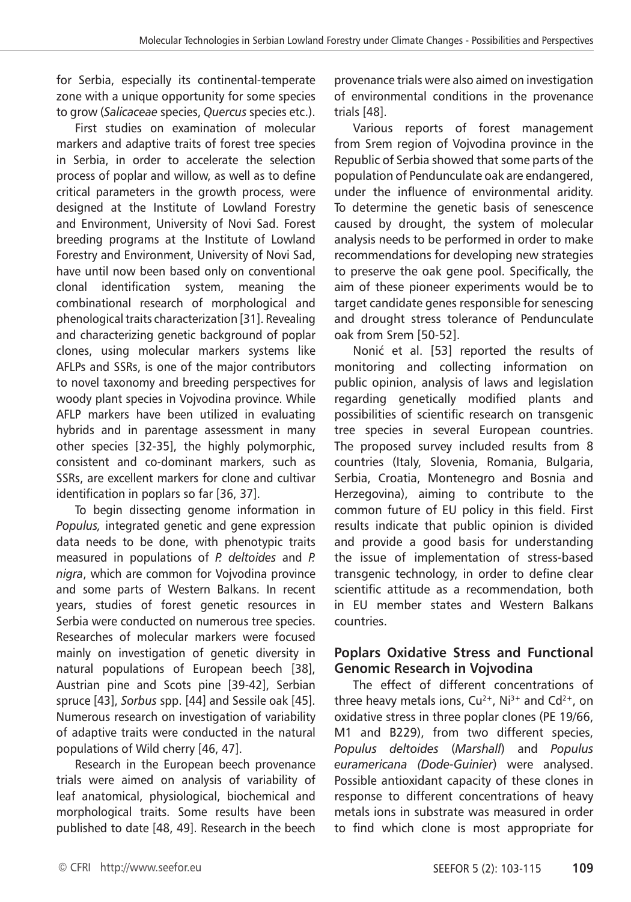for Serbia, especially its continental-temperate zone with a unique opportunity for some species to grow (*Salicaceae* species, *Quercus* species etc.).

First studies on examination of molecular markers and adaptive traits of forest tree species in Serbia, in order to accelerate the selection process of poplar and willow, as well as to define critical parameters in the growth process, were designed at the Institute of Lowland Forestry and Environment, University of Novi Sad. Forest breeding programs at the Institute of Lowland Forestry and Environment, University of Novi Sad, have until now been based only on conventional clonal identification system, meaning the combinational research of morphological and phenological traits characterization [31]. Revealing and characterizing genetic background of poplar clones, using molecular markers systems like AFLPs and SSRs, is one of the major contributors to novel taxonomy and breeding perspectives for woody plant species in Vojvodina province. While AFLP markers have been utilized in evaluating hybrids and in parentage assessment in many other species [32-35], the highly polymorphic, consistent and co-dominant markers, such as SSRs, are excellent markers for clone and cultivar identification in poplars so far [36, 37].

To begin dissecting genome information in *Populus,* integrated genetic and gene expression data needs to be done, with phenotypic traits measured in populations of *P. deltoides* and *P. nigra*, which are common for Vojvodina province and some parts of Western Balkans. In recent years, studies of forest genetic resources in Serbia were conducted on numerous tree species. Researches of molecular markers were focused mainly on investigation of genetic diversity in natural populations of European beech [38], Austrian pine and Scots pine [39-42], Serbian spruce [43], *Sorbus* spp. [44] and Sessile oak [45]. Numerous research on investigation of variability of adaptive traits were conducted in the natural populations of Wild cherry [46, 47].

Research in the European beech provenance trials were aimed on analysis of variability of leaf anatomical, physiological, biochemical and morphological traits. Some results have been published to date [48, 49]. Research in the beech provenance trials were also aimed on investigation of environmental conditions in the provenance trials [48].

Various reports of forest management from Srem region of Vojvodina province in the Republic of Serbia showed that some parts of the population of Penduncaulate oak are endangered, under the influence of environmental aridity. To determine the genetic basis of senescence caused by drought, the system of molecular analysis needs to be performed in order to make recommendations for developing new strategies to preserve the oak gene pool. Specifically, the aim of these pioneer experiments would be to target candidate genes responsible for senescing and drought stress tolerance of Penduncaulate oak from Srem [50-52].

Nonić et al. [53] reported the results of monitoring and collecting information on public opinion, analysis of laws and legislation regarding genetically modified plants and possibilities of scientific research on transgenic tree species in several European countries. The proposed survey included results from 8 countries (Italy, Slovenia, Romania, Bulgaria, Serbia, Croatia, Montenegro and Bosnia and Herzegovina), aiming to contribute to the common future of EU policy in this field. First results indicate that public opinion is divided and provide a good basis for understanding the issue of implementation of stress-based transgenic technology, in order to define clear scientific attitude as a recommendation, both in EU member states and Western Balkans countries.

## Poplars Oxidative Stress and Functional Genomic Research in Vojvodina

The effect of different concentrations of three heavy metals ions, $Cu^{2+}$, $Ni^{3+}$ and $Cd^{2+}$, on oxidative stress in three poplar clones (PE 19/66, M1 and B229), from two different species, *Populus deltoides* (*Marshall*) and *Populus euramericana (Dode-Guinier*) were analysed. Possible antioxidant capacity of these clones in response to different concentrations of heavy metals ions in substrate was measured in order to find which clone is most appropriate for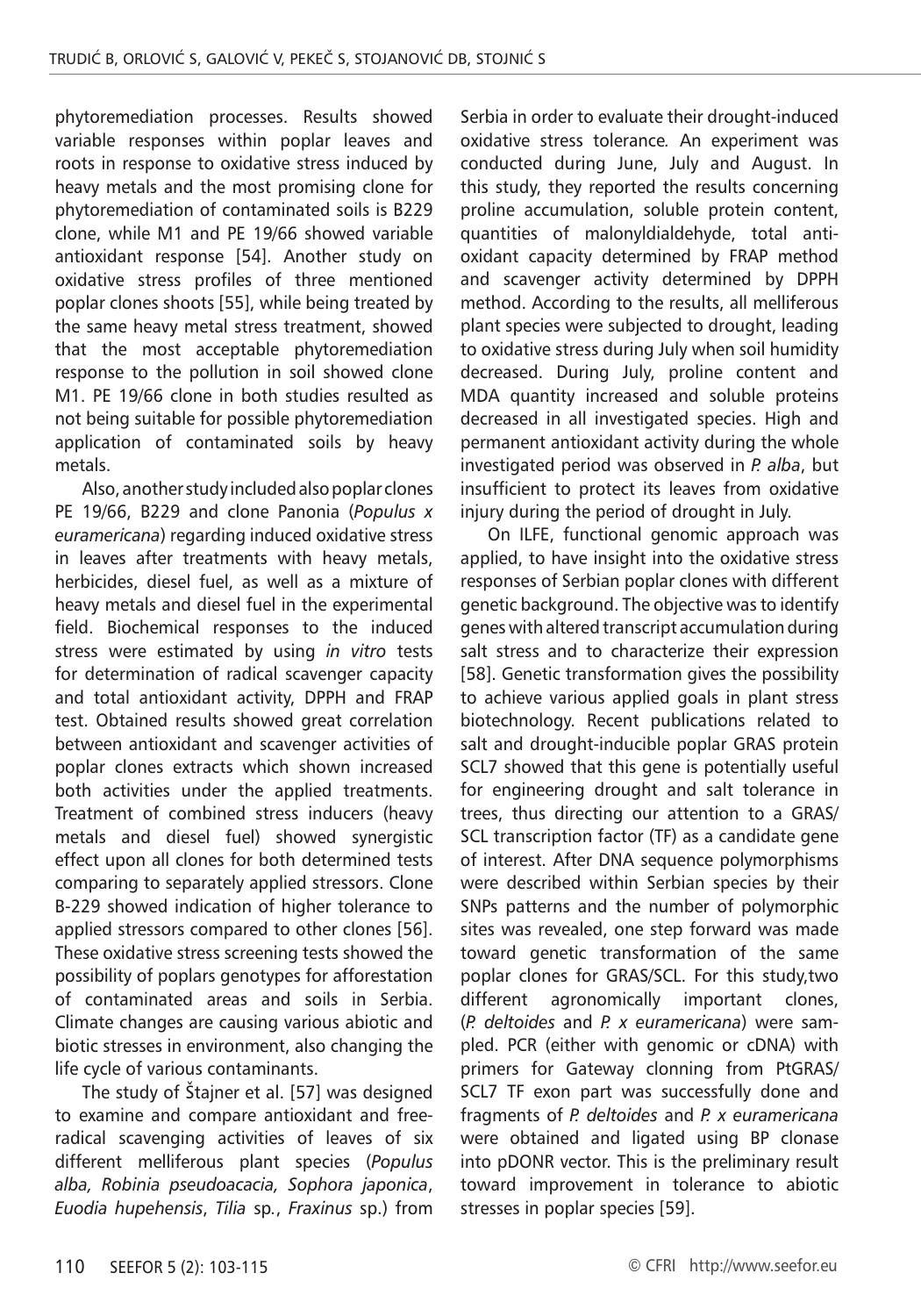phytoremediation processes. Results showed variable responses within poplar leaves and roots in response to oxidative stress induced by heavy metals and the most promising clone for phytoremediation of contaminated soils is B229 clone, while M1 and PE 19/66 showed variable antioxidant response [54]. Another study on oxidative stress profiles of three mentioned poplar clones shoots [55], while being treated by the same heavy metal stress treatment, showed that the most acceptable phytoremediation response to the pollution in soil showed clone M1. PE 19/66 clone in both studies resulted as not being suitable for possible phytoremediation application of contaminated soils by heavy metals.

Also, another study included also poplar clones PE 19/66, B229 and clone Panonia (*Populus x euramericana*) regarding induced oxidative stress in leaves after treatments with heavy metals, herbicides, diesel fuel, as well as a mixture of heavy metals and diesel fuel in the experimental field. Biochemical responses to the induced stress were estimated by using *in vitro* tests for determination of radical scavenger capacity and total antioxidant activity, DPPH and FRAP test. Obtained results showed great correlation between antioxidant and scavenger activities of poplar clones extracts which shown increased both activities under the applied treatments. Treatment of combined stress inducers (heavy metals and diesel fuel) showed synergistic effect upon all clones for both determined tests comparing to separately applied stressors. Clone B-229 showed indication of higher tolerance to applied stressors compared to other clones [56]. These oxidative stress screening tests showed the possibility of poplars genotypes for afforestation of contaminated areas and soils in Serbia. Climate changes are causing various abiotic and biotic stresses in environment, also changing the life cycle of various contaminants.

The study of Štajner et al. [57] was designed to examine and compare antioxidant and free-radical scavenging activities of leaves of six different melliferous plant species (*Populus alba, Robinia pseudoacacia, Sophora japonica*, *Euodia hupehensis*, *Tilia* sp., *Fraxinus* sp.) from Serbia in order to evaluate their drought-induced oxidative stress tolerance. An experiment was conducted during June, July and August. In this study, they reported the results concerning proline accumulation, soluble protein content, quantities of malonyldialdehyde, total antioxidant capacity determined by FRAP method and scavenger activity determined by DPPH method. According to the results, all melliferous plant species were subjected to drought, leading to oxidative stress during July when soil humidity decreased. During July, proline content and MDA quantity increased and soluble proteins decreased in all investigated species. High and permanent antioxidant activity during the whole investigated period was observed in *P. alba*, but insufficient to protect its leaves from oxidative injury during the period of drought in July.

On ILFE, functional genomic approach was applied, to have insight into the oxidative stress responses of Serbian poplar clones with different genetic background. The objective was to identify genes with altered transcript accumulation during salt stress and to characterize their expression [58]. Genetic transformation gives the possibility to achieve various applied goals in plant stress biotechnology. Recent publications related to salt and drought-inducible poplar GRAS protein SCL7 showed that this gene is potentially useful for engineering drought and salt tolerance in trees, thus directing our attention to a GRAS/SCL transcription factor (TF) as a candidate gene of interest. After DNA sequence polymorphisms were described within Serbian species by their SNPs patterns and the number of polymorphic sites was revealed, one step forward was made toward genetic transformation of the same poplar clones for GRAS/SCL. For this study,two different agronomically important clones, (*P. deltoides* and *P. x euramericana*) were sampled. PCR (either with genomic or cDNA) with primers for Gateway clonning from PtGRAS/SCL7 TF exon part was successfully done and fragments of *P. deltoides* and *P. x euramericana* were obtained and ligated using BP clonase into pDONR vector. This is the preliminary result toward improvement in tolerance to abiotic stresses in poplar species [59].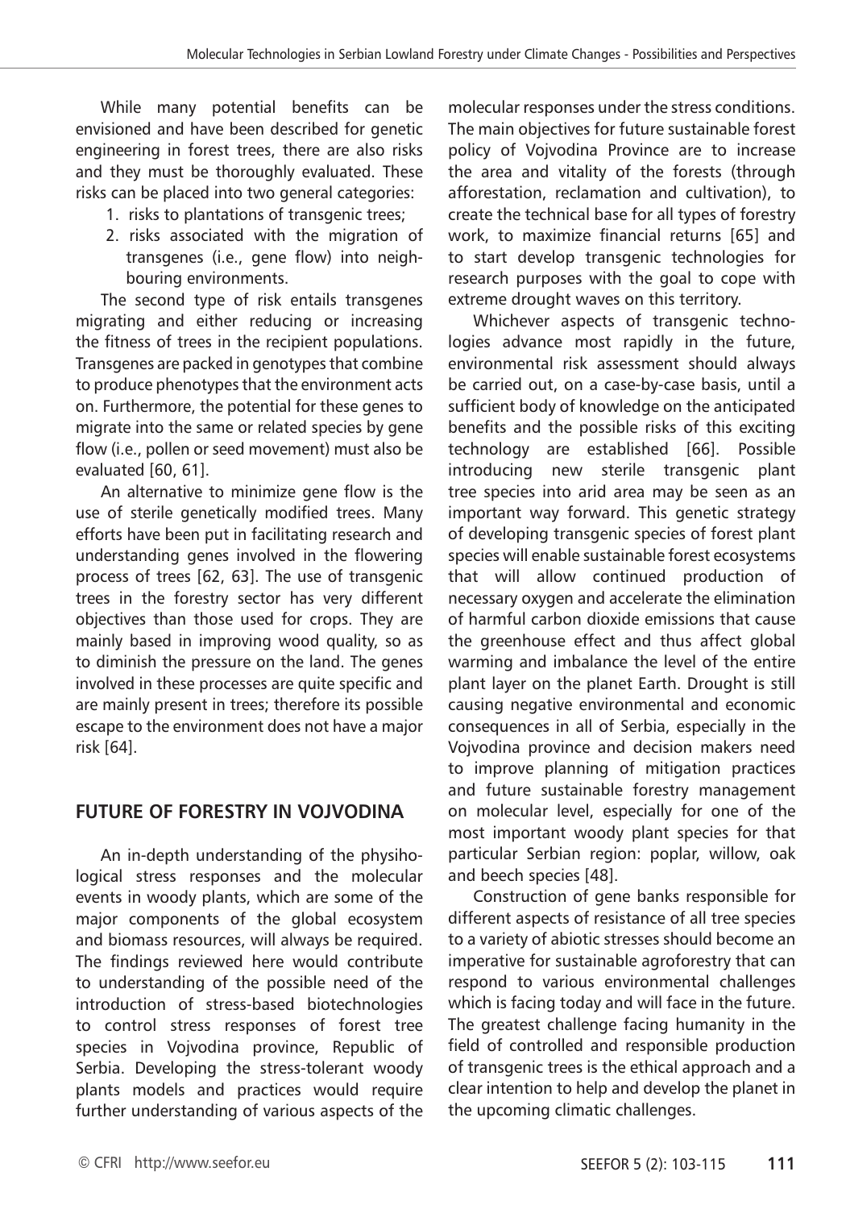While many potential benefits can be envisioned and have been described for genetic engineering in forest trees, there are also risks and they must be thoroughly evaluated. These risks can be placed into two general categories:

1. risks to plantations of transgenic trees;
2. risks associated with the migration of transgenes (i.e., gene flow) into neighbouring environments.

The second type of risk entails transgenes migrating and either reducing or increasing the fitness of trees in the recipient populations. Transgenes are packed in genotypes that combine to produce phenotypes that the environment acts on. Furthermore, the potential for these genes to migrate into the same or related species by gene flow (i.e., pollen or seed movement) must also be evaluated [60, 61].

An alternative to minimize gene flow is the use of sterile genetically modified trees. Many efforts have been put in facilitating research and understanding genes involved in the flowering process of trees [62, 63]. The use of transgenic trees in the forestry sector has very different objectives than those used for crops. They are mainly based in improving wood quality, so as to diminish the pressure on the land. The genes involved in these processes are quite specific and are mainly present in trees; therefore its possible escape to the environment does not have a major risk [64].

## FUTURE OF FORESTRY IN VOJVODINA

An in-depth understanding of the physiological stress responses and the molecular events in woody plants, which are some of the major components of the global ecosystem and biomass resources, will always be required. The findings reviewed here would contribute to understanding of the possible need of the introduction of stress-based biotechnologies to control stress responses of forest tree species in Vojvodina province, Republic of Serbia. Developing the stress-tolerant woody plants models and practices would require further understanding of various aspects of the molecular responses under the stress conditions. The main objectives for future sustainable forest policy of Vojvodina Province are to increase the area and vitality of the forests (through afforestation, reclamation and cultivation), to create the technical base for all types of forestry work, to maximize financial returns [65] and to start develop transgenic technologies for research purposes with the goal to cope with extreme drought waves on this territory.

Whichever aspects of transgenic technologies advance most rapidly in the future, environmental risk assessment should always be carried out, on a case-by-case basis, until a sufficient body of knowledge on the anticipated benefits and the possible risks of this exciting technology are established [66]. Possible introducing new sterile transgenic plant tree species into arid area may be seen as an important way forward. This genetic strategy of developing transgenic species of forest plant species will enable sustainable forest ecosystems that will allow continued production of necessary oxygen and accelerate the elimination of harmful carbon dioxide emissions that cause the greenhouse effect and thus affect global warming and imbalance the level of the entire plant layer on the planet Earth. Drought is still causing negative environmental and economic consequences in all of Serbia, especially in the Vojvodina province and decision makers need to improve planning of mitigation practices and future sustainable forestry management on molecular level, especially for one of the most important woody plant species for that particular Serbian region: poplar, willow, oak and beech species [48].

Construction of gene banks responsible for different aspects of resistance of all tree species to a variety of abiotic stresses should become an imperative for sustainable agroforestry that can respond to various environmental challenges which is facing today and will face in the future. The greatest challenge facing humanity in the field of controlled and responsible production of transgenic trees is the ethical approach and a clear intention to help and develop the planet in the upcoming climatic challenges.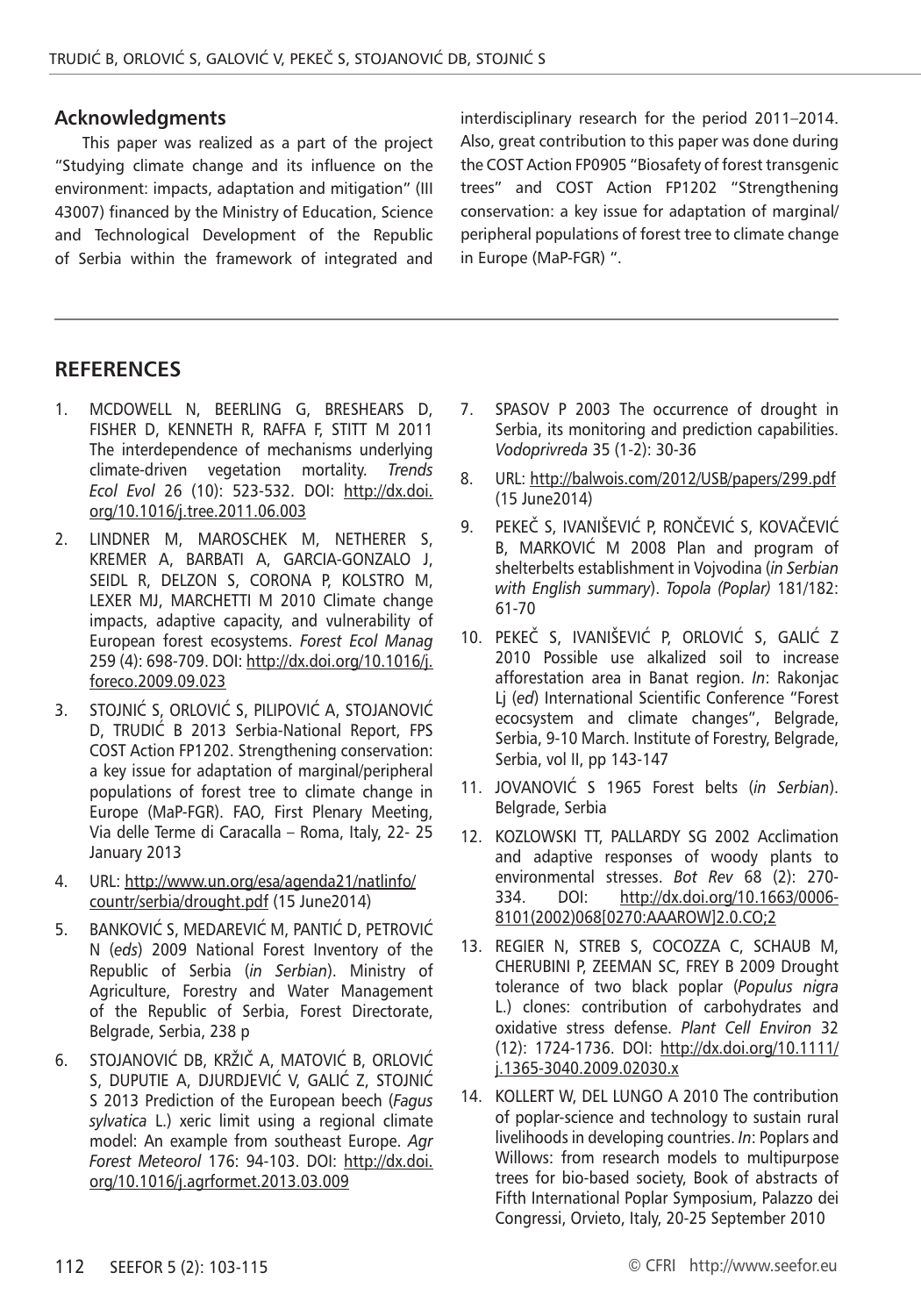## Acknowledgments

This paper was realized as a part of the project "Studying climate change and its influence on the environment: impacts, adaptation and mitigation" (III 43007) financed by the Ministry of Education, Science and Technological Development of the Republic of Serbia within the framework of integrated and interdisciplinary research for the period 2011–2014. Also, great contribution to this paper was done during the COST Action FP0905 "Biosafety of forest transgenic trees" and COST Action FP1202 "Strengthening conservation: a key issue for adaptation of marginal/peripheral populations of forest tree to climate change in Europe (MaP-FGR) ".

## REFERENCES

1. MCDOWELL N, BEERLING G, BRESHEARS D, FISHER D, KENNETH R, RAFFA F, STITT M 2011 The interdependence of mechanisms underlying climate-driven vegetation mortality. *Trends Ecol Evol* 26 (10): 523-532. DOI: http://dx.doi.org/10.1016/j.tree.2011.06.003
2. LINDNER M, MAROSCHEK M, NETHERER S, KREMER A, BARBATI A, GARCIA-GONZALO J, SEIDL R, DELZON S, CORONA P, KOLSTRO M, LEXER MJ, MARCHETTI M 2010 Climate change impacts, adaptive capacity, and vulnerability of European forest ecosystems. *Forest Ecol Manag* 259 (4): 698-709. DOI: http://dx.doi.org/10.1016/j.foreco.2009.09.023
3. STOJNIĆ S, ORLOVIĆ S, PILIPOVIĆ A, STOJANOVIĆ D, TRUDIĆ B 2013 Serbia-National Report, FPS COST Action FP1202. Strengthening conservation: a key issue for adaptation of marginal/peripheral populations of forest tree to climate change in Europe (MaP-FGR). FAO, First Plenary Meeting, Via delle Terme di Caracalla – Roma, Italy, 22- 25 January 2013
4. URL: http://www.un.org/esa/agenda21/natlinfo/countr/serbia/drought.pdf (15 June2014)
5. BANKOVIĆ S, MEDAREVIĆ M, PANTIĆ D, PETROVIĆ N (*eds*) 2009 National Forest Inventory of the Republic of Serbia (*in Serbian*). Ministry of Agriculture, Forestry and Water Management of the Republic of Serbia, Forest Directorate, Belgrade, Serbia, 238 p
6. STOJANOVIĆ DB, KRŽIČ A, MATOVIĆ B, ORLOVIĆ S, DUPUTIE A, DJURDJEVIĆ V, GALIĆ Z, STOJNIĆ S 2013 Prediction of the European beech (*Fagus sylvatica* L.) xeric limit using a regional climate model: An example from southeast Europe. *Agr Forest Meteorol* 176: 94-103. DOI: http://dx.doi.org/10.1016/j.agrformet.2013.03.009
7. SPASOV P 2003 The occurrence of drought in Serbia, its monitoring and prediction capabilities. *Vodoprivreda* 35 (1-2): 30-36
8. URL: http://balwois.com/2012/USB/papers/299.pdf (15 June2014)
9. PEKEČ S, IVANIŠEVIĆ P, RONČEVIĆ S, KOVAČEVIĆ B, MARKOVIĆ M 2008 Plan and program of shelterbelts establishment in Vojvodina (*in Serbian with English summary*). *Topola (Poplar)* 181/182: 61-70
10. PEKEČ S, IVANIŠEVIĆ P, ORLOVIĆ S, GALIĆ Z 2010 Possible use alkalized soil to increase afforestation area in Banat region. *In*: Rakonjac Lj (*ed*) International Scientific Conference "Forest ecocsystem and climate changes", Belgrade, Serbia, 9-10 March. Institute of Forestry, Belgrade, Serbia, vol II, pp 143-147
11. JOVANOVIĆ S 1965 Forest belts (*in Serbian*). Belgrade, Serbia
12. KOZLOWSKI TT, PALLARDY SG 2002 Acclimation and adaptive responses of woody plants to environmental stresses. *Bot Rev* 68 (2): 270-334. DOI: http://dx.doi.org/10.1663/0006-8101(2002)068[0270:AAAROW]2.0.CO;2
13. REGIER N, STREB S, COCOZZA C, SCHAUB M, CHERUBINI P, ZEEMAN SC, FREY B 2009 Drought tolerance of two black poplar (*Populus nigra* L.) clones: contribution of carbohydrates and oxidative stress defense. *Plant Cell Environ* 32 (12): 1724-1736. DOI: http://dx.doi.org/10.1111/j.1365-3040.2009.02030.x
14. KOLLERT W, DEL LUNGO A 2010 The contribution of poplar-science and technology to sustain rural livelihoods in developing countries. *In*: Poplars and Willows: from research models to multipurpose trees for bio-based society, Book of abstracts of Fifth International Poplar Symposium, Palazzo dei Congressi, Orvieto, Italy, 20-25 September 2010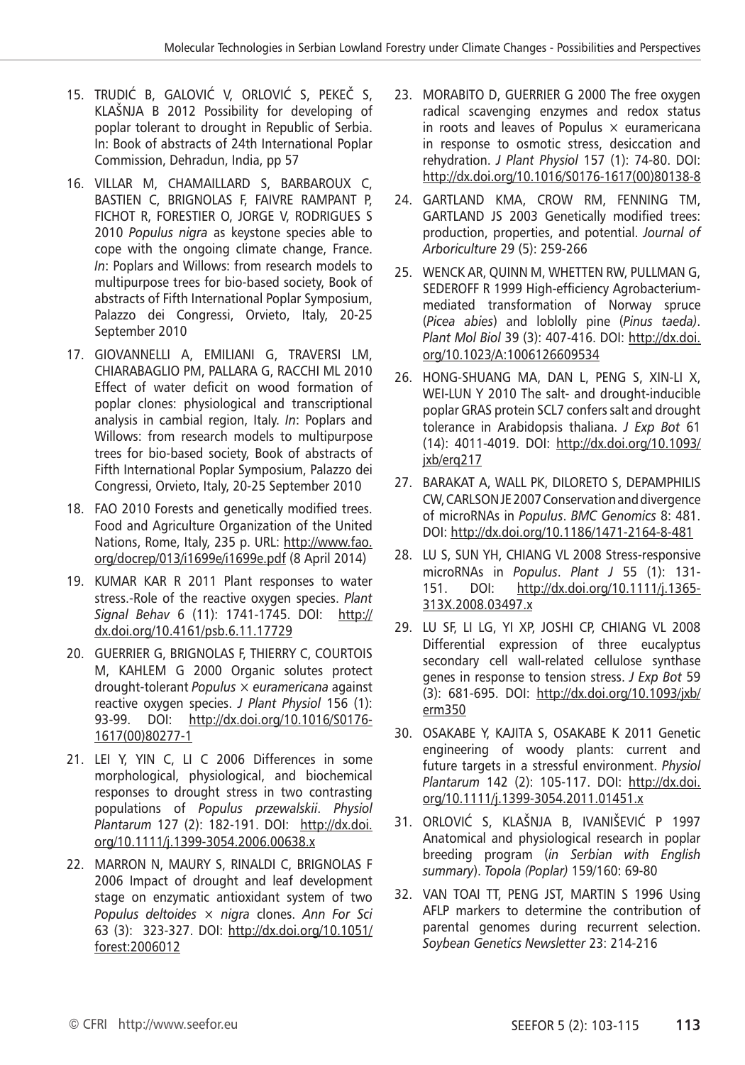15. TRUDIĆ B, GALOVIĆ V, ORLOVIĆ S, PEKEČ S, KLAŠNJA B 2012 Possibility for developing of poplar tolerant to drought in Republic of Serbia. In: Book of abstracts of 24th International Poplar Commission, Dehradun, India, pp 57

16. VILLAR M, CHAMAILLARD S, BARBAROUX C, BASTIEN C, BRIGNOLAS F, FAIVRE RAMPANT P, FICHOT R, FORESTIER O, JORGE V, RODRIGUES S 2010 *Populus nigra* as keystone species able to cope with the ongoing climate change, France. *In*: Poplars and Willows: from research models to multipurpose trees for bio-based society, Book of abstracts of Fifth International Poplar Symposium, Palazzo dei Congressi, Orvieto, Italy, 20-25 September 2010

17. GIOVANNELLI A, EMILIANI G, TRAVERSI LM, CHIARABAGLIO PM, PALLARA G, RACCHI ML 2010 Effect of water deficit on wood formation of poplar clones: physiological and transcriptional analysis in cambial region, Italy. *In*: Poplars and Willows: from research models to multipurpose trees for bio-based society, Book of abstracts of Fifth International Poplar Symposium, Palazzo dei Congressi, Orvieto, Italy, 20-25 September 2010

18. FAO 2010 Forests and genetically modified trees. Food and Agriculture Organization of the United Nations, Rome, Italy, 235 p. URL: http://www.fao.org/docrep/013/i1699e/i1699e.pdf (8 April 2014)

19. KUMAR KAR R 2011 Plant responses to water stress.-Role of the reactive oxygen species. *Plant Signal Behav* 6 (11): 1741-1745. DOI: http://dx.doi.org/10.4161/psb.6.11.17729

20. GUERRIER G, BRIGNOLAS F, THIERRY C, COURTOIS M, KAHLEM G 2000 Organic solutes protect drought-tolerant *Populus × euramericana* against reactive oxygen species. *J Plant Physiol* 156 (1): 93-99. DOI: http://dx.doi.org/10.1016/S0176-1617(00)80277-1

21. LEI Y, YIN C, LI C 2006 Differences in some morphological, physiological, and biochemical responses to drought stress in two contrasting populations of *Populus przewalskii*. *Physiol Plantarum* 127 (2): 182-191. DOI: http://dx.doi.org/10.1111/j.1399-3054.2006.00638.x

22. MARRON N, MAURY S, RINALDI C, BRIGNOLAS F 2006 Impact of drought and leaf development stage on enzymatic antioxidant system of two *Populus deltoides × nigra* clones. *Ann For Sci* 63 (3): 323-327. DOI: http://dx.doi.org/10.1051/forest:2006012

23. MORABITO D, GUERRIER G 2000 The free oxygen radical scavenging enzymes and redox status in roots and leaves of Populus × euramericana in response to osmotic stress, desiccation and rehydration. *J Plant Physiol* 157 (1): 74-80. DOI: http://dx.doi.org/10.1016/S0176-1617(00)80138-8

24. GARTLAND KMA, CROW RM, FENNING TM, GARTLAND JS 2003 Genetically modified trees: production, properties, and potential. *Journal of Arboriculture* 29 (5): 259-266

25. WENCK AR, QUINN M, WHETTEN RW, PULLMAN G, SEDEROFF R 1999 High-efficiency Agrobacterium-mediated transformation of Norway spruce (*Picea abies*) and loblolly pine (*Pinus taeda)*. *Plant Mol Biol* 39 (3): 407-416. DOI: http://dx.doi.org/10.1023/A:1006126609534

26. HONG-SHUANG MA, DAN L, PENG S, XIN-LI X, WEI-LUN Y 2010 The salt- and drought-inducible poplar GRAS protein SCL7 confers salt and drought tolerance in Arabidopsis thaliana. *J Exp Bot* 61 (14): 4011-4019. DOI: http://dx.doi.org/10.1093/jxb/erq217

27. BARAKAT A, WALL PK, DILORETO S, DEPAMPHILIS CW, CARLSON JE 2007 Conservation and divergence of microRNAs in *Populus*. *BMC Genomics* 8: 481. DOI: http://dx.doi.org/10.1186/1471-2164-8-481

28. LU S, SUN YH, CHIANG VL 2008 Stress-responsive microRNAs in *Populus*. *Plant J* 55 (1): 131-151. DOI: http://dx.doi.org/10.1111/j.1365-313X.2008.03497.x

29. LU SF, LI LG, YI XP, JOSHI CP, CHIANG VL 2008 Differential expression of three eucalyptus secondary cell wall-related cellulose synthase genes in response to tension stress. *J Exp Bot* 59 (3): 681-695. DOI: http://dx.doi.org/10.1093/jxb/erm350

30. OSAKABE Y, KAJITA S, OSAKABE K 2011 Genetic engineering of woody plants: current and future targets in a stressful environment. *Physiol Plantarum* 142 (2): 105-117. DOI: http://dx.doi.org/10.1111/j.1399-3054.2011.01451.x

31. ORLOVIĆ S, KLAŠNJA B, IVANIŠEVIĆ P 1997 Anatomical and physiological research in poplar breeding program (*in Serbian with English summary*). *Topola (Poplar)* 159/160: 69-80

32. VAN TOAI TT, PENG JST, MARTIN S 1996 Using AFLP markers to determine the contribution of parental genomes during recurrent selection. *Soybean Genetics Newsletter* 23: 214-216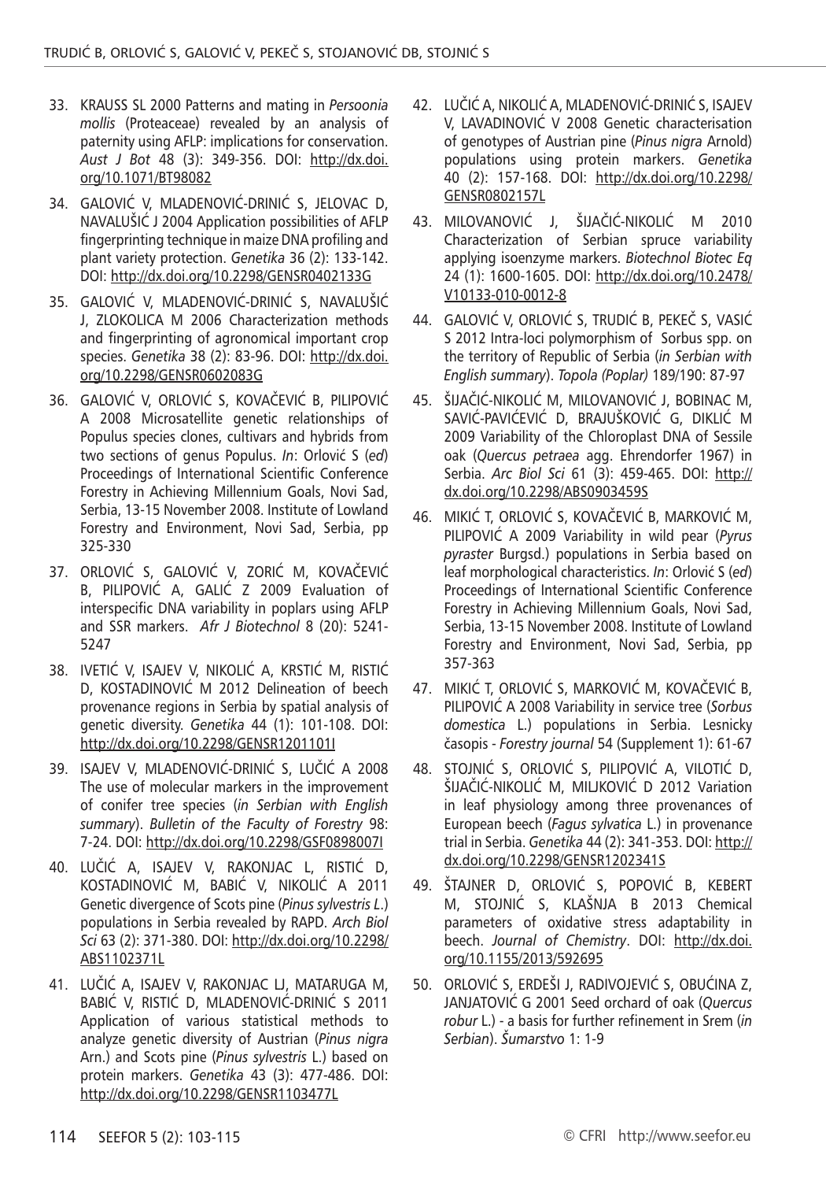33. KRAUSS SL 2000 Patterns and mating in *Persoonia mollis* (Proteaceae) revealed by an analysis of paternity using AFLP: implications for conservation. *Aust J Bot* 48 (3): 349-356. DOI: http://dx.doi.org/10.1071/BT98082

34. GALOVIĆ V, MLADENOVIĆ-DRINIĆ S, JELOVAC D, NAVALUŠIĆ J 2004 Application possibilities of AFLP fingerprinting technique in maize DNA profiling and plant variety protection. *Genetika* 36 (2): 133-142. DOI: http://dx.doi.org/10.2298/GENSR0402133G

35. GALOVIĆ V, MLADENOVIĆ-DRINIĆ S, NAVALUŠIĆ J, ZLOKOLICA M 2006 Characterization methods and fingerprinting of agronomical important crop species. *Genetika* 38 (2): 83-96. DOI: http://dx.doi.org/10.2298/GENSR0602083G

36. GALOVIĆ V, ORLOVIĆ S, KOVAČEVIĆ B, PILIPOVIĆ A 2008 Microsatellite genetic relationships of Populus species clones, cultivars and hybrids from two sections of genus Populus. *In*: Orlović S (*ed*) Proceedings of International Scientific Conference Forestry in Achieving Millennium Goals, Novi Sad, Serbia, 13-15 November 2008. Institute of Lowland Forestry and Environment, Novi Sad, Serbia, pp 325-330

37. ORLOVIĆ S, GALOVIĆ V, ZORIĆ M, KOVAČEVIĆ B, PILIPOVIĆ A, GALIĆ Z 2009 Evaluation of interspecific DNA variability in poplars using AFLP and SSR markers. *Afr J Biotechnol* 8 (20): 5241-5247

38. IVETIĆ V, ISAJEV V, NIKOLIĆ A, KRSTIĆ M, RISTIĆ D, KOSTADINOVIĆ M 2012 Delineation of beech provenance regions in Serbia by spatial analysis of genetic diversity. *Genetika* 44 (1): 101-108. DOI: http://dx.doi.org/10.2298/GENSR1201101I

39. ISAJEV V, MLADENOVIĆ-DRINIĆ S, LUČIĆ A 2008 The use of molecular markers in the improvement of conifer tree species (*in Serbian with English summary*). *Bulletin of the Faculty of Forestry* 98: 7-24. DOI: http://dx.doi.org/10.2298/GSF0898007I

40. LUČIĆ A, ISAJEV V, RAKONJAC L, RISTIĆ D, KOSTADINOVIĆ M, BABIĆ V, NIKOLIĆ A 2011 Genetic divergence of Scots pine (*Pinus sylvestris L*.) populations in Serbia revealed by RAPD. *Arch Biol Sci* 63 (2): 371-380. DOI: http://dx.doi.org/10.2298/ABS1102371L

41. LUČIĆ A, ISAJEV V, RAKONJAC LJ, MATARUGA M, BABIĆ V, RISTIĆ D, MLADENOVIĆ-DRINIĆ S 2011 Application of various statistical methods to analyze genetic diversity of Austrian (*Pinus nigra* Arn.) and Scots pine (*Pinus sylvestris* L.) based on protein markers. *Genetika* 43 (3): 477-486. DOI: http://dx.doi.org/10.2298/GENSR1103477L

42. LUČIĆ A, NIKOLIĆ A, MLADENOVIĆ-DRINIĆ S, ISAJEV V, LAVADINOVIĆ V 2008 Genetic characterisation of genotypes of Austrian pine (*Pinus nigra* Arnold) populations using protein markers. *Genetika* 40 (2): 157-168. DOI: http://dx.doi.org/10.2298/GENSR0802157L

43. MILOVANOVIĆ J, ŠIJAČIĆ-NIKOLIĆ M 2010 Characterization of Serbian spruce variability applying isoenzyme markers. *Biotechnol Biotec Eq* 24 (1): 1600-1605. DOI: http://dx.doi.org/10.2478/V10133-010-0012-8

44. GALOVIĆ V, ORLOVIĆ S, TRUDIĆ B, PEKEČ S, VASIĆ S 2012 Intra-loci polymorphism of Sorbus spp. on the territory of Republic of Serbia (*in Serbian with English summary*). *Topola (Poplar)* 189/190: 87-97

45. ŠIJAČIĆ-NIKOLIĆ M, MILOVANOVIĆ J, BOBINAC M, SAVIĆ-PAVIĆEVIĆ D, BRAJUŠKOVIĆ G, DIKLIĆ M 2009 Variability of the Chloroplast DNA of Sessile oak (*Quercus petraea* agg. Ehrendorfer 1967) in Serbia. *Arc Biol Sci* 61 (3): 459-465. DOI: http://dx.doi.org/10.2298/ABS0903459S

46. MIKIĆ T, ORLOVIĆ S, KOVAČEVIĆ B, MARKOVIĆ M, PILIPOVIĆ A 2009 Variability in wild pear (*Pyrus pyraster* Burgsd.) populations in Serbia based on leaf morphological characteristics. *In*: Orlović S (*ed*) Proceedings of International Scientific Conference Forestry in Achieving Millennium Goals, Novi Sad, Serbia, 13-15 November 2008. Institute of Lowland Forestry and Environment, Novi Sad, Serbia, pp 357-363

47. MIKIĆ T, ORLOVIĆ S, MARKOVIĆ M, KOVAČEVIĆ B, PILIPOVIĆ A 2008 Variability in service tree (*Sorbus domestica* L.) populations in Serbia. Lesnicky časopis - *Forestry journal* 54 (Supplement 1): 61-67

48. STOJNIĆ S, ORLOVIĆ S, PILIPOVIĆ A, VILOTIĆ D, ŠIJAČIĆ-NIKOLIĆ M, MILJKOVIĆ D 2012 Variation in leaf physiology among three provenances of European beech (*Fagus sylvatica* L.) in provenance trial in Serbia. *Genetika* 44 (2): 341-353. DOI: http://dx.doi.org/10.2298/GENSR1202341S

49. ŠTAJNER D, ORLOVIĆ S, POPOVIĆ B, KEBERT M, STOJNIĆ S, KLAŠNJA B 2013 Chemical parameters of oxidative stress adaptability in beech. *Journal of Chemistry*. DOI: http://dx.doi.org/10.1155/2013/592695

50. ORLOVIĆ S, ERDEŠI J, RADIVOJEVIĆ S, OBUĆINA Z, JANJATOVIĆ G 2001 Seed orchard of oak (*Quercus robur* L.) - a basis for further refinement in Srem (*in Serbian*). *Šumarstvo* 1: 1-9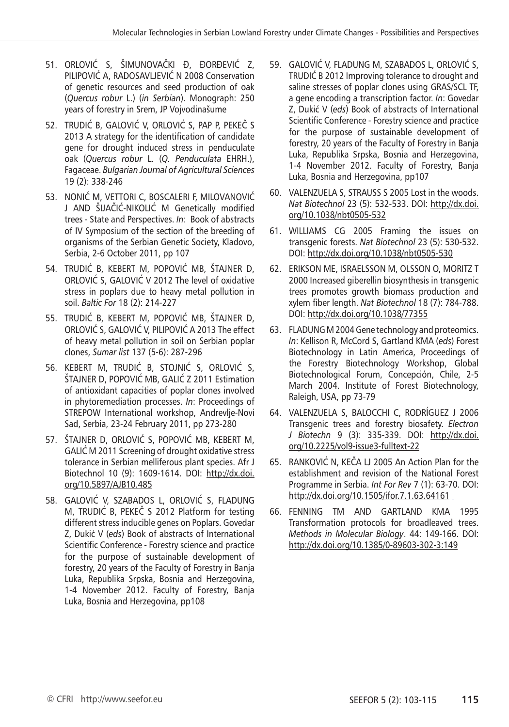51. ORLOVIĆ S, ŠIMUNOVAČKI Đ, ĐORĐEVIĆ Z, PILIPOVIĆ A, RADOSAVLJEVIĆ N 2008 Conservation of genetic resources and seed production of oak (*Quercus robur* L.) (*in Serbian*). Monograph: 250 years of forestry in Srem, JP Vojvodinašume

52. TRUDIĆ B, GALOVIĆ V, ORLOVIĆ S, PAP P, PEKEČ S 2013 A strategy for the identification of candidate gene for drought induced stress in penduculate oak (*Quercus robur* L. (*Q. Penduculata* EHRH.), Fagaceae. *Bulgarian Journal of Agricultural Sciences* 19 (2): 338-246

53. NONIĆ M, VETTORI C, BOSCALERI F, MILOVANOVIĆ J AND ŠIJAČIĆ-NIKOLIĆ M Genetically modified trees - State and Perspectives. *In*: Book of abstracts of IV Symposium of the section of the breeding of organisms of the Serbian Genetic Society, Kladovo, Serbia, 2-6 October 2011, pp 107

54. TRUDIĆ B, KEBERT M, POPOVIĆ MB, ŠTAJNER D, ORLOVIĆ S, GALOVIĆ V 2012 The level of oxidative stress in poplars due to heavy metal pollution in soil. *Baltic For* 18 (2): 214-227

55. TRUDIĆ B, KEBERT M, POPOVIĆ MB, ŠTAJNER D, ORLOVIĆ S, GALOVIĆ V, PILIPOVIĆ A 2013 The effect of heavy metal pollution in soil on Serbian poplar clones, *Sumar list* 137 (5-6): 287-296

56. KEBERT M, TRUDIĆ B, STOJNIĆ S, ORLOVIĆ S, ŠTAJNER D, POPOVIĆ MB, GALIĆ Z 2011 Estimation of antioxidant capacities of poplar clones involved in phytoremediation processes. *In*: Proceedings of STREPOW International workshop, Andrevlje-Novi Sad, Serbia, 23-24 February 2011, pp 273-280

57. ŠTAJNER D, ORLOVIĆ S, POPOVIĆ MB, KEBERT M, GALIĆ M 2011 Screening of drought oxidative stress tolerance in Serbian melliferous plant species. Afr J Biotechnol 10 (9): 1609-1614. DOI: http://dx.doi.org/10.5897/AJB10.485

58. GALOVIĆ V, SZABADOS L, ORLOVIĆ S, FLADUNG M, TRUDIĆ B, PEKEČ S 2012 Platform for testing different stress inducible genes on Poplars. Govedar Z, Dukić V (*eds*) Book of abstracts of International Scientific Conference - Forestry science and practice for the purpose of sustainable development of forestry, 20 years of the Faculty of Forestry in Banja Luka, Republika Srpska, Bosnia and Herzegovina, 1-4 November 2012. Faculty of Forestry, Banja Luka, Bosnia and Herzegovina, pp108

59. GALOVIĆ V, FLADUNG M, SZABADOS L, ORLOVIĆ S, TRUDIĆ B 2012 Improving tolerance to drought and saline stresses of poplar clones using GRAS/SCL TF, a gene encoding a transcription factor. *In*: Govedar Z, Dukić V (*eds*) Book of abstracts of International Scientific Conference - Forestry science and practice for the purpose of sustainable development of forestry, 20 years of the Faculty of Forestry in Banja Luka, Republika Srpska, Bosnia and Herzegovina, 1-4 November 2012. Faculty of Forestry, Banja Luka, Bosnia and Herzegovina, pp107

60. VALENZUELA S, STRAUSS S 2005 Lost in the woods. *Nat Biotechnol* 23 (5): 532-533. DOI: http://dx.doi.org/10.1038/nbt0505-532

61. WILLIAMS CG 2005 Framing the issues on transgenic forests. *Nat Biotechnol* 23 (5): 530-532. DOI: http://dx.doi.org/10.1038/nbt0505-530

62. ERIKSON ME, ISRAELSSON M, OLSSON O, MORITZ T 2000 Increased giberellin biosynthesis in transgenic trees promotes growth biomass production and xylem fiber length. *Nat Biotechnol* 18 (7): 784-788. DOI: http://dx.doi.org/10.1038/77355

63. FLADUNG M 2004 Gene technology and proteomics. *In*: Kellison R, McCord S, Gartland KMA (*eds*) Forest Biotechnology in Latin America, Proceedings of the Forestry Biotechnology Workshop, Global Biotechnological Forum, Concepción, Chile, 2-5 March 2004. Institute of Forest Biotechnology, Raleigh, USA, pp 73-79

64. VALENZUELA S, BALOCCHI C, RODRÍGUEZ J 2006 Transgenic trees and forestry biosafety. *Electron J Biotechn* 9 (3): 335-339. DOI: http://dx.doi.org/10.2225/vol9-issue3-fulltext-22

65. RANKOVIĆ N, KEČA LJ 2005 An Action Plan for the establishment and revision of the National Forest Programme in Serbia. *Int For Rev* 7 (1): 63-70. DOI: http://dx.doi.org/10.1505/ifor.7.1.63.64161

66. FENNING TM AND GARTLAND KMA 1995 Transformation protocols for broadleaved trees. *Methods in Molecular Biology*. 44: 149-166. DOI: http://dx.doi.org/10.1385/0-89603-302-3:149